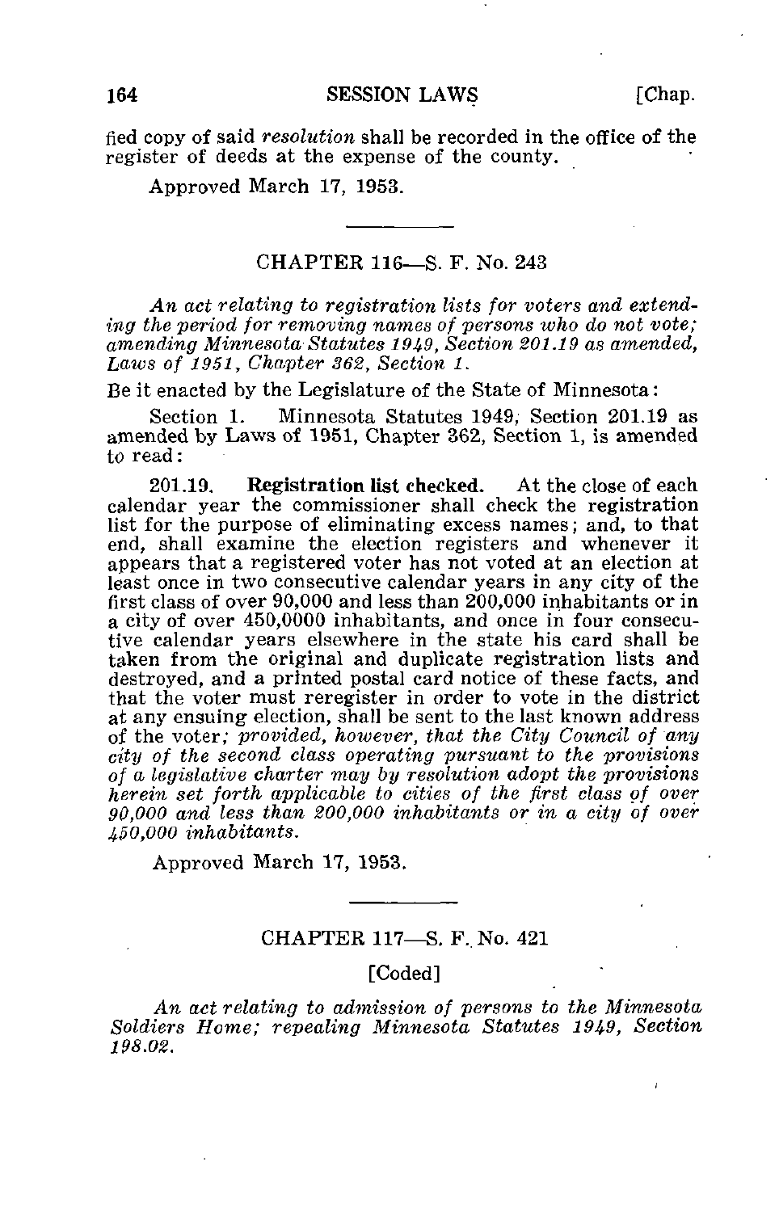fied copy of said *resolution* shall be recorded in the office of the register of deeds at the expense of the county.

Approved March 17, 1953.

---

## CHAPTER 116—S. F. No. 243

*An act relating to registration lists for voters and extending the period for removing names of persons who do not vote; amending Minnesota Statutes 1949, Section 201.19 as amended, Laws of 1951, Chapter 362, Section 1.*

Be it enacted by the Legislature of the State of Minnesota:

Section 1. Minnesota Statutes 1949, Section 201.19 as amended by Laws of 1951, Chapter 362, Section 1, is amended to read:

201.19. **Registration list checked.** At the close of each calendar year the commissioner shall check the registration list for the purpose of eliminating excess names; and, to that end, shall examine the election registers and whenever it appears that a registered voter has not voted at an election at least once in two consecutive calendar years in any city of the first class of over 90,000 and less than 200,000 inhabitants or in a city of over 450,0000 inhabitants, and once in four consecutive calendar years elsewhere in the state his card shall be taken from the original and duplicate registration lists and destroyed, and a printed postal card notice of these facts, and that the voter must reregister in order to vote in the district at any ensuing election, shall be sent to the last known address of the voter; *provided, however, that the City Council of any city of the second class operating pursuant to the provisions of a legislative charter may by resolution adopt the provisions herein set forth applicable to cities of the first class of over 90,000 and less than 200,000 inhabitants or in a city of over 450,000 inhabitants.*

Approved March 17, 1953.

---

## CHAPTER 117—S. F. No. 421

[Coded]

*An act relating to admission of persons to the Minnesota Soldiers Home; repealing Minnesota Statutes 1949, Section 198.02.*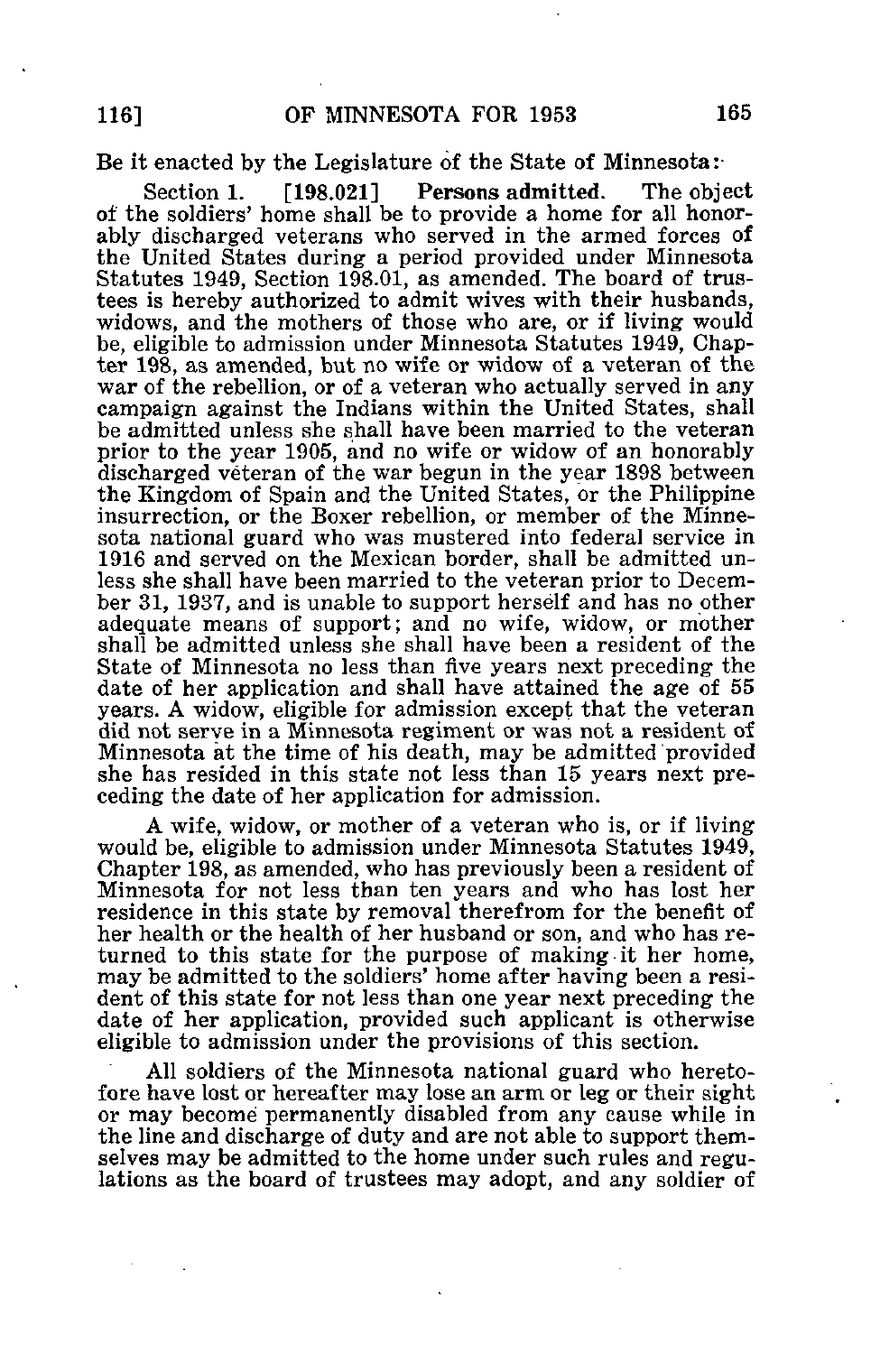Be it enacted by the Legislature of the State of Minnesota:

Section 1. [198.021] **Persons admitted.** The object of the soldiers' home shall be to provide a home for all honorably discharged veterans who served in the armed forces of the United States during a period provided under Minnesota Statutes 1949, Section 198.01, as amended. The board of trustees is hereby authorized to admit wives with their husbands, widows, and the mothers of those who are, or if living would be, eligible to admission under Minnesota Statutes 1949, Chapter 198, as amended, but no wife or widow of a veteran of the war of the rebellion, or of a veteran who actually served in any campaign against the Indians within the United States, shall be admitted unless she shall have been married to the veteran prior to the year 1905, and no wife or widow of an honorably discharged veteran of the war begun in the year 1898 between the Kingdom of Spain and the United States, or the Philippine insurrection, or the Boxer rebellion, or member of the Minnesota national guard who was mustered into federal service in 1916 and served on the Mexican border, shall be admitted unless she shall have been married to the veteran prior to December 31, 1937, and is unable to support herself and has no other adequate means of support; and no wife, widow, or mother shall be admitted unless she shall have been a resident of the State of Minnesota no less than five years next preceding the date of her application and shall have attained the age of 55 years. A widow, eligible for admission except that the veteran did not serve in a Minnesota regiment or was not a resident of Minnesota at the time of his death, may be admitted provided she has resided in this state not less than 15 years next preceding the date of her application for admission.

A wife, widow, or mother of a veteran who is, or if living would be, eligible to admission under Minnesota Statutes 1949, Chapter 198, as amended, who has previously been a resident of Minnesota for not less than ten years and who has lost her residence in this state by removal therefrom for the benefit of her health or the health of her husband or son, and who has returned to this state for the purpose of making it her home, may be admitted to the soldiers' home after having been a resident of this state for not less than one year next preceding the date of her application, provided such applicant is otherwise eligible to admission under the provisions of this section.

All soldiers of the Minnesota national guard who heretofore have lost or hereafter may lose an arm or leg or their sight or may become permanently disabled from any cause while in the line and discharge of duty and are not able to support themselves may be admitted to the home under such rules and regulations as the board of trustees may adopt, and any soldier of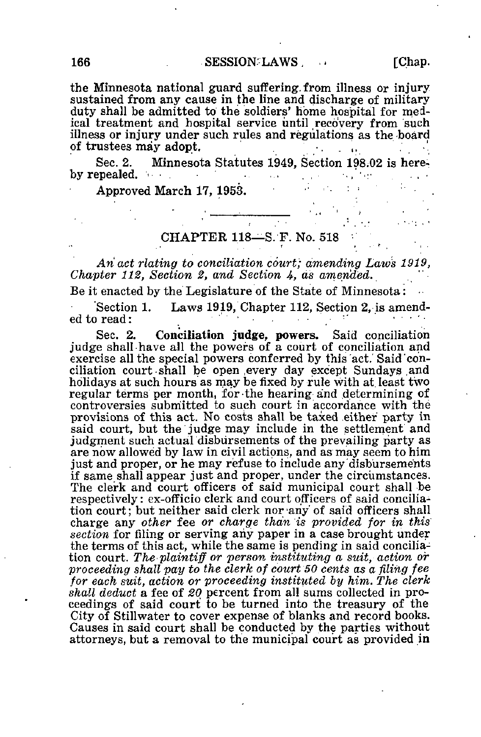the Minnesota national guard suffering from illness or injury sustained from any cause in the line and discharge of military duty shall be admitted to the soldiers' home hospital for medical treatment and hospital service until recovery from such illness or injury under such rules and regulations as the board of trustees may adopt.

Sec. 2. Minnesota Statutes 1949, Section 198.02 is hereby repealed.

Approved March 17, 1953.

---

## CHAPTER 118—S. F. No. 518

*An act rlating to conciliation court; amending Laws 1919, Chapter 112, Section 2, and Section 4, as amended.*

Be it enacted by the Legislature of the State of Minnesota:

Section 1. Laws 1919, Chapter 112, Section 2, is amended to read:

Sec. 2. **Conciliation judge, powers.** Said conciliation judge shall have all the powers of a court of conciliation and exercise all the special powers conferred by this act. Said conciliation court shall be open every day except Sundays and holidays at such hours as may be fixed by rule with at least two regular terms per month, for the hearing and determining of controversies submitted to such court in accordance with the provisions of this act. No costs shall be taxed either party in said court, but the judge may include in the settlement and judgment such actual disbursements of the prevailing party as are now allowed by law in civil actions, and as may seem to him just and proper, or he may refuse to include any disbursements if same shall appear just and proper, under the circumstances. The clerk and court officers of said municipal court shall be respectively: ex-officio clerk and court officers of said conciliation court; but neither said clerk nor any of said officers shall charge any *other* fee *or charge than is provided for in this section* for filing or serving any paper in a case brought under the terms of this act, while the same is pending in said conciliation court. *The plaintiff or person instituting a suit, action or proceeding shall pay to the clerk of court 50 cents as a filing fee for each suit, action or proceeding instituted by him. The clerk shall deduct* a fee of *20* percent from all sums collected in proceedings of said court to be turned into the treasury of the City of Stillwater to cover expense of blanks and record books. Causes in said court shall be conducted by the parties without attorneys, but a removal to the municipal court as provided in